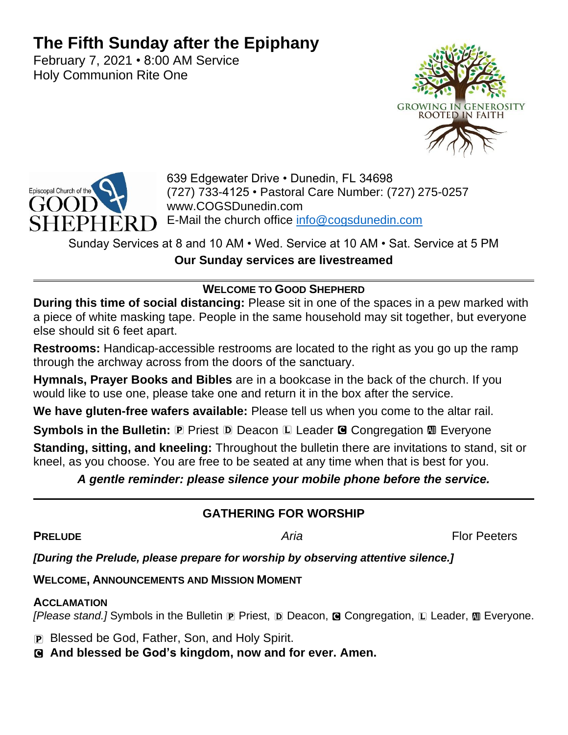# The Fifth Sunday after the Epiphany

February 7, 2021 • 8:00 AM Service
Holy Communion Rite One

GROWING IN GENEROSITY
ROOTED IN FAITH

Episcopal Church of the GOOD SHEPHERD

639 Edgewater Drive • Dunedin, FL 34698
(727) 733-4125 • Pastoral Care Number: (727) 275-0257
www.COGSDunedin.com
E-Mail the church office info@cogsdunedin.com

Sunday Services at 8 and 10 AM • Wed. Service at 10 AM • Sat. Service at 5 PM

**Our Sunday services are livestreamed**

---

**WELCOME TO GOOD SHEPHERD**

**During this time of social distancing:** Please sit in one of the spaces in a pew marked with a piece of white masking tape. People in the same household may sit together, but everyone else should sit 6 feet apart.

**Restrooms:** Handicap-accessible restrooms are located to the right as you go up the ramp through the archway across from the doors of the sanctuary.

**Hymnals, Prayer Books and Bibles** are in a bookcase in the back of the church. If you would like to use one, please take one and return it in the box after the service.

**We have gluten-free wafers available:** Please tell us when you come to the altar rail.

**Symbols in the Bulletin:** P Priest D Deacon L Leader C Congregation All Everyone

**Standing, sitting, and kneeling:** Throughout the bulletin there are invitations to stand, sit or kneel, as you choose. You are free to be seated at any time when that is best for you.

***A gentle reminder: please silence your mobile phone before the service.***

---

## GATHERING FOR WORSHIP

**PRELUDE** *Aria* Flor Peeters

***[During the Prelude, please prepare for worship by observing attentive silence.]***

**WELCOME, ANNOUNCEMENTS AND MISSION MOMENT**

**ACCLAMATION**

*[Please stand.]* Symbols in the Bulletin P Priest, D Deacon, C Congregation, L Leader, All Everyone.

P Blessed be God, Father, Son, and Holy Spirit.

C **And blessed be God's kingdom, now and for ever. Amen.**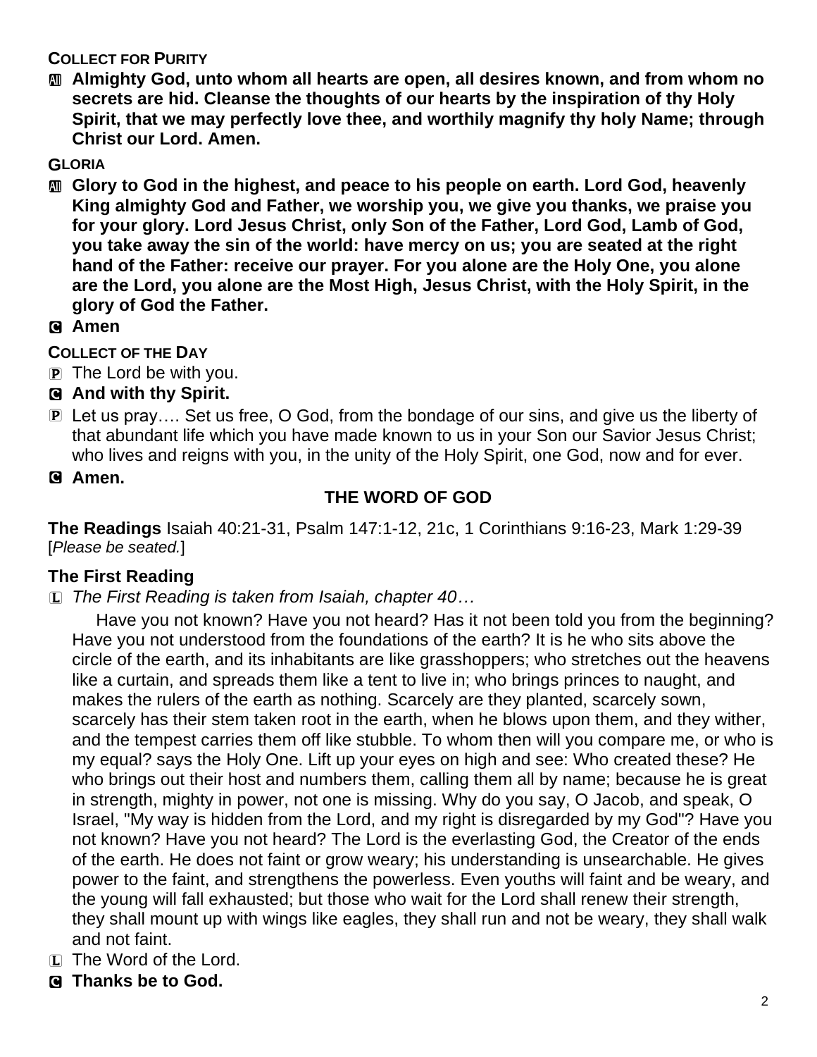**COLLECT FOR PURITY**

Ⓐ **Almighty God, unto whom all hearts are open, all desires known, and from whom no secrets are hid. Cleanse the thoughts of our hearts by the inspiration of thy Holy Spirit, that we may perfectly love thee, and worthily magnify thy holy Name; through Christ our Lord. Amen.**

**GLORIA**

Ⓐ **Glory to God in the highest, and peace to his people on earth. Lord God, heavenly King almighty God and Father, we worship you, we give you thanks, we praise you for your glory. Lord Jesus Christ, only Son of the Father, Lord God, Lamb of God, you take away the sin of the world: have mercy on us; you are seated at the right hand of the Father: receive our prayer. For you alone are the Holy One, you alone are the Lord, you alone are the Most High, Jesus Christ, with the Holy Spirit, in the glory of God the Father.**

Ⓒ **Amen**

**COLLECT OF THE DAY**

Ⓟ The Lord be with you.

Ⓒ **And with thy Spirit.**

Ⓟ Let us pray…. Set us free, O God, from the bondage of our sins, and give us the liberty of that abundant life which you have made known to us in your Son our Savior Jesus Christ; who lives and reigns with you, in the unity of the Holy Spirit, one God, now and for ever.

Ⓒ **Amen.**

## THE WORD OF GOD

**The Readings** Isaiah 40:21-31, Psalm 147:1-12, 21c, 1 Corinthians 9:16-23, Mark 1:29-39 [*Please be seated.*]

### The First Reading

Ⓛ *The First Reading is taken from Isaiah, chapter 40…*

Have you not known? Have you not heard? Has it not been told you from the beginning? Have you not understood from the foundations of the earth? It is he who sits above the circle of the earth, and its inhabitants are like grasshoppers; who stretches out the heavens like a curtain, and spreads them like a tent to live in; who brings princes to naught, and makes the rulers of the earth as nothing. Scarcely are they planted, scarcely sown, scarcely has their stem taken root in the earth, when he blows upon them, and they wither, and the tempest carries them off like stubble. To whom then will you compare me, or who is my equal? says the Holy One. Lift up your eyes on high and see: Who created these? He who brings out their host and numbers them, calling them all by name; because he is great in strength, mighty in power, not one is missing. Why do you say, O Jacob, and speak, O Israel, "My way is hidden from the Lord, and my right is disregarded by my God"? Have you not known? Have you not heard? The Lord is the everlasting God, the Creator of the ends of the earth. He does not faint or grow weary; his understanding is unsearchable. He gives power to the faint, and strengthens the powerless. Even youths will faint and be weary, and the young will fall exhausted; but those who wait for the Lord shall renew their strength, they shall mount up with wings like eagles, they shall run and not be weary, they shall walk and not faint.

Ⓛ The Word of the Lord.

Ⓒ **Thanks be to God.**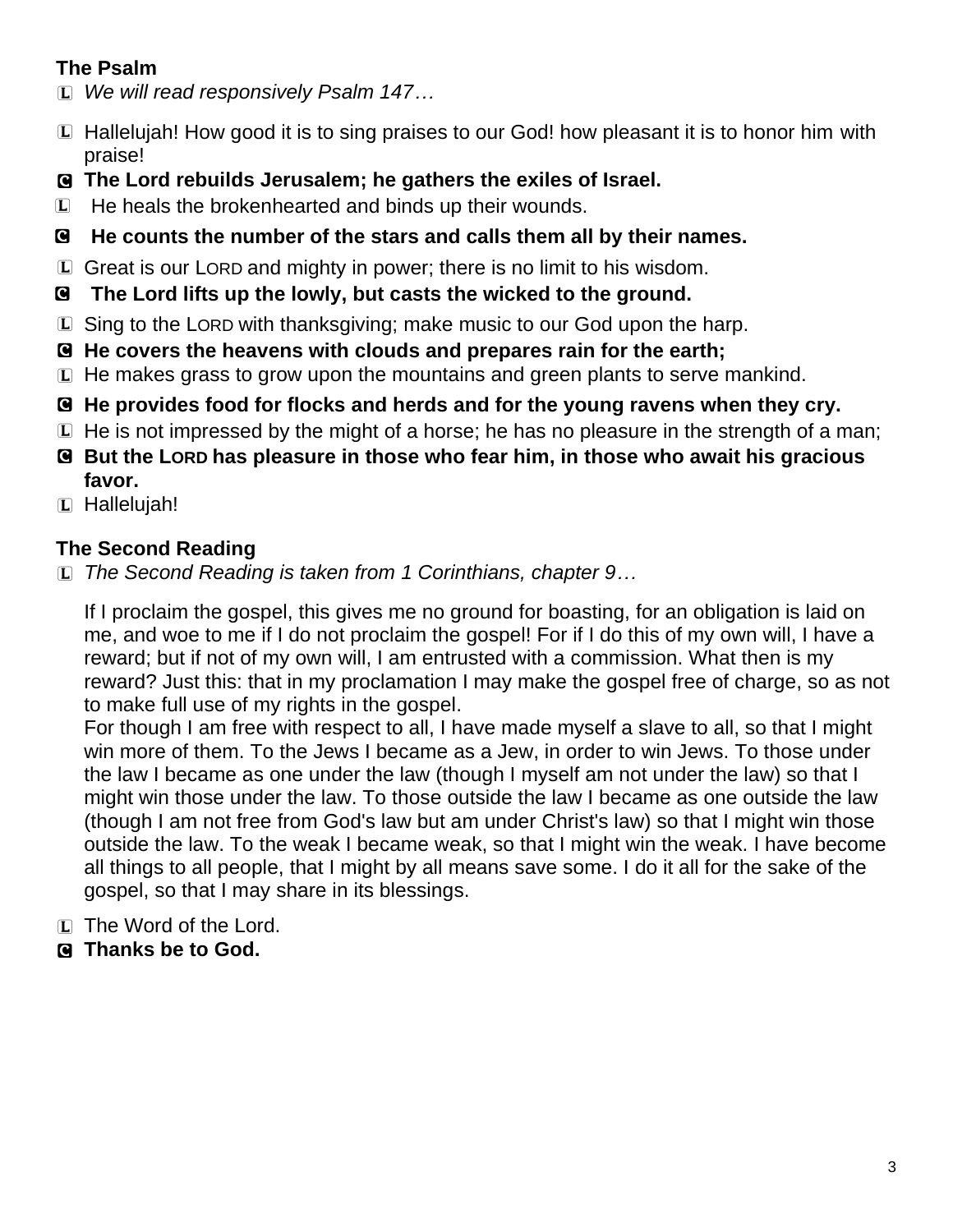**The Psalm**

L *We will read responsively Psalm 147…*

L Hallelujah! How good it is to sing praises to our God! how pleasant it is to honor him with praise!

C **The Lord rebuilds Jerusalem; he gathers the exiles of Israel.**

L He heals the brokenhearted and binds up their wounds.

C **He counts the number of the stars and calls them all by their names.**

L Great is our LORD and mighty in power; there is no limit to his wisdom.

C **The Lord lifts up the lowly, but casts the wicked to the ground.**

L Sing to the LORD with thanksgiving; make music to our God upon the harp.

C **He covers the heavens with clouds and prepares rain for the earth;**

L He makes grass to grow upon the mountains and green plants to serve mankind.

C **He provides food for flocks and herds and for the young ravens when they cry.**

L He is not impressed by the might of a horse; he has no pleasure in the strength of a man;

C **But the LORD has pleasure in those who fear him, in those who await his gracious favor.**

L Hallelujah!

**The Second Reading**

L *The Second Reading is taken from 1 Corinthians, chapter 9…*

If I proclaim the gospel, this gives me no ground for boasting, for an obligation is laid on me, and woe to me if I do not proclaim the gospel! For if I do this of my own will, I have a reward; but if not of my own will, I am entrusted with a commission. What then is my reward? Just this: that in my proclamation I may make the gospel free of charge, so as not to make full use of my rights in the gospel.

For though I am free with respect to all, I have made myself a slave to all, so that I might win more of them. To the Jews I became as a Jew, in order to win Jews. To those under the law I became as one under the law (though I myself am not under the law) so that I might win those under the law. To those outside the law I became as one outside the law (though I am not free from God's law but am under Christ's law) so that I might win those outside the law. To the weak I became weak, so that I might win the weak. I have become all things to all people, that I might by all means save some. I do it all for the sake of the gospel, so that I may share in its blessings.

L The Word of the Lord.

C **Thanks be to God.**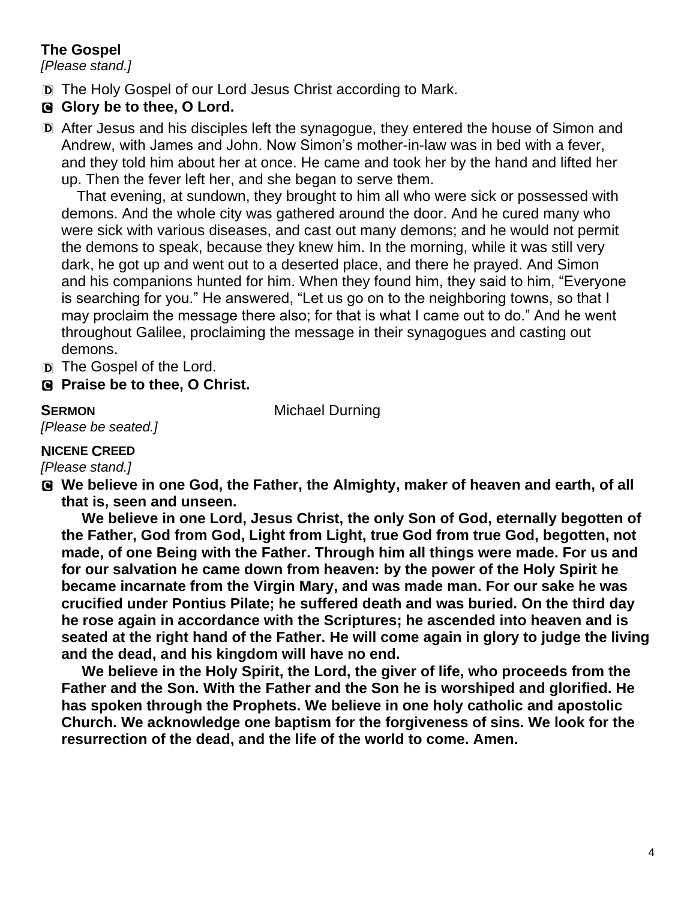**The Gospel**

*[Please stand.]*

D The Holy Gospel of our Lord Jesus Christ according to Mark.

C **Glory be to thee, O Lord.**

D After Jesus and his disciples left the synagogue, they entered the house of Simon and Andrew, with James and John. Now Simon's mother-in-law was in bed with a fever, and they told him about her at once. He came and took her by the hand and lifted her up. Then the fever left her, and she began to serve them.

That evening, at sundown, they brought to him all who were sick or possessed with demons. And the whole city was gathered around the door. And he cured many who were sick with various diseases, and cast out many demons; and he would not permit the demons to speak, because they knew him. In the morning, while it was still very dark, he got up and went out to a deserted place, and there he prayed. And Simon and his companions hunted for him. When they found him, they said to him, "Everyone is searching for you." He answered, "Let us go on to the neighboring towns, so that I may proclaim the message there also; for that is what I came out to do." And he went throughout Galilee, proclaiming the message in their synagogues and casting out demons.

D The Gospel of the Lord.

C **Praise be to thee, O Christ.**

**SERMON** Michael Durning

*[Please be seated.]*

**NICENE CREED**

*[Please stand.]*

C **We believe in one God, the Father, the Almighty, maker of heaven and earth, of all that is, seen and unseen.**

**We believe in one Lord, Jesus Christ, the only Son of God, eternally begotten of the Father, God from God, Light from Light, true God from true God, begotten, not made, of one Being with the Father. Through him all things were made. For us and for our salvation he came down from heaven: by the power of the Holy Spirit he became incarnate from the Virgin Mary, and was made man. For our sake he was crucified under Pontius Pilate; he suffered death and was buried. On the third day he rose again in accordance with the Scriptures; he ascended into heaven and is seated at the right hand of the Father. He will come again in glory to judge the living and the dead, and his kingdom will have no end.**

**We believe in the Holy Spirit, the Lord, the giver of life, who proceeds from the Father and the Son. With the Father and the Son he is worshiped and glorified. He has spoken through the Prophets. We believe in one holy catholic and apostolic Church. We acknowledge one baptism for the forgiveness of sins. We look for the resurrection of the dead, and the life of the world to come. Amen.**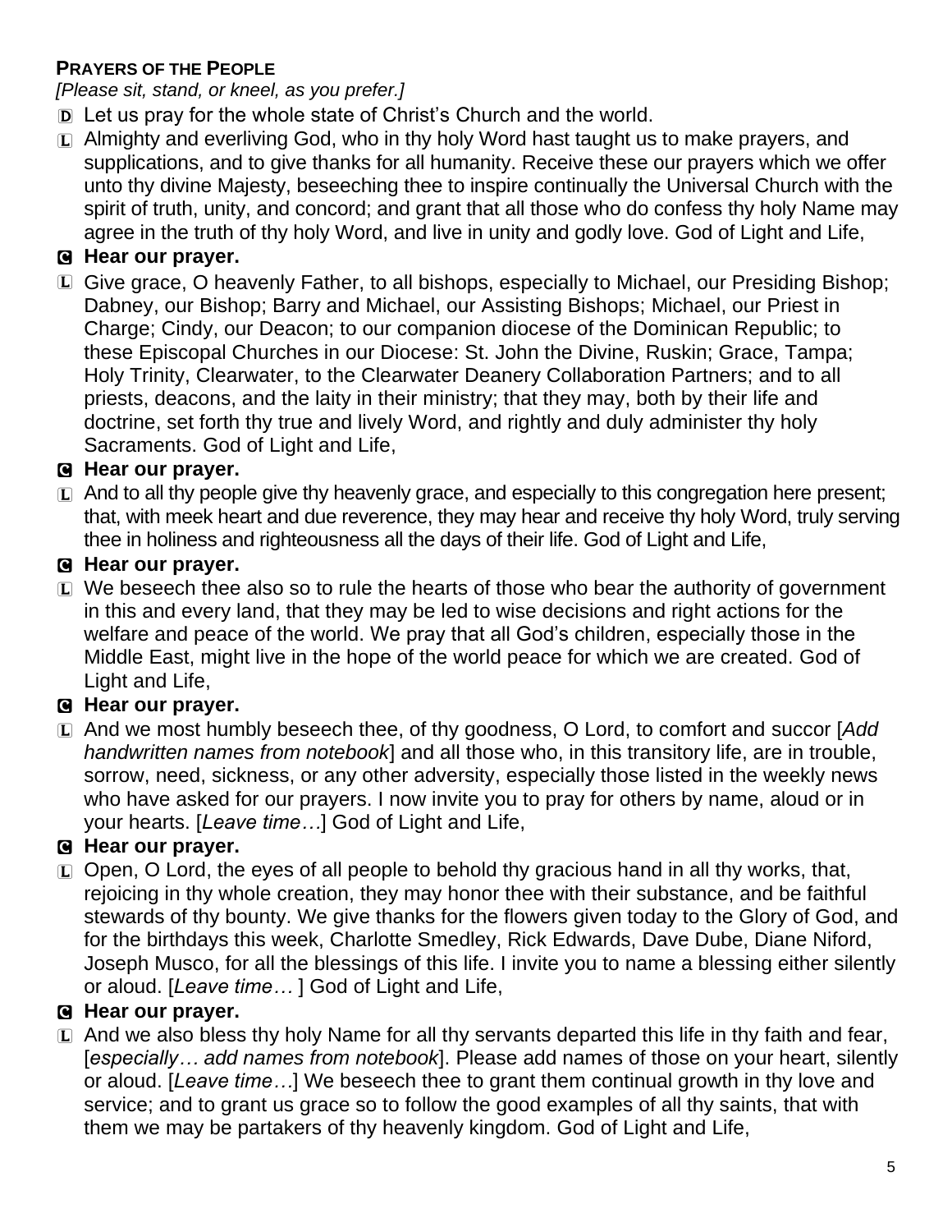**PRAYERS OF THE PEOPLE**

*[Please sit, stand, or kneel, as you prefer.]*

D Let us pray for the whole state of Christ's Church and the world.

L Almighty and everliving God, who in thy holy Word hast taught us to make prayers, and supplications, and to give thanks for all humanity. Receive these our prayers which we offer unto thy divine Majesty, beseeching thee to inspire continually the Universal Church with the spirit of truth, unity, and concord; and grant that all those who do confess thy holy Name may agree in the truth of thy holy Word, and live in unity and godly love. God of Light and Life,

**C Hear our prayer.**

L Give grace, O heavenly Father, to all bishops, especially to Michael, our Presiding Bishop; Dabney, our Bishop; Barry and Michael, our Assisting Bishops; Michael, our Priest in Charge; Cindy, our Deacon; to our companion diocese of the Dominican Republic; to these Episcopal Churches in our Diocese: St. John the Divine, Ruskin; Grace, Tampa; Holy Trinity, Clearwater, to the Clearwater Deanery Collaboration Partners; and to all priests, deacons, and the laity in their ministry; that they may, both by their life and doctrine, set forth thy true and lively Word, and rightly and duly administer thy holy Sacraments. God of Light and Life,

**C Hear our prayer.**

L And to all thy people give thy heavenly grace, and especially to this congregation here present; that, with meek heart and due reverence, they may hear and receive thy holy Word, truly serving thee in holiness and righteousness all the days of their life. God of Light and Life,

**C Hear our prayer.**

L We beseech thee also so to rule the hearts of those who bear the authority of government in this and every land, that they may be led to wise decisions and right actions for the welfare and peace of the world. We pray that all God's children, especially those in the Middle East, might live in the hope of the world peace for which we are created. God of Light and Life,

**C Hear our prayer.**

L And we most humbly beseech thee, of thy goodness, O Lord, to comfort and succor [*Add handwritten names from notebook*] and all those who, in this transitory life, are in trouble, sorrow, need, sickness, or any other adversity, especially those listed in the weekly news who have asked for our prayers. I now invite you to pray for others by name, aloud or in your hearts. [*Leave time…*] God of Light and Life,

**C Hear our prayer.**

L Open, O Lord, the eyes of all people to behold thy gracious hand in all thy works, that, rejoicing in thy whole creation, they may honor thee with their substance, and be faithful stewards of thy bounty. We give thanks for the flowers given today to the Glory of God, and for the birthdays this week, Charlotte Smedley, Rick Edwards, Dave Dube, Diane Niford, Joseph Musco, for all the blessings of this life. I invite you to name a blessing either silently or aloud. [*Leave time…* ] God of Light and Life,

**C Hear our prayer.**

L And we also bless thy holy Name for all thy servants departed this life in thy faith and fear, [*especially… add names from notebook*]. Please add names of those on your heart, silently or aloud. [*Leave time…*] We beseech thee to grant them continual growth in thy love and service; and to grant us grace so to follow the good examples of all thy saints, that with them we may be partakers of thy heavenly kingdom. God of Light and Life,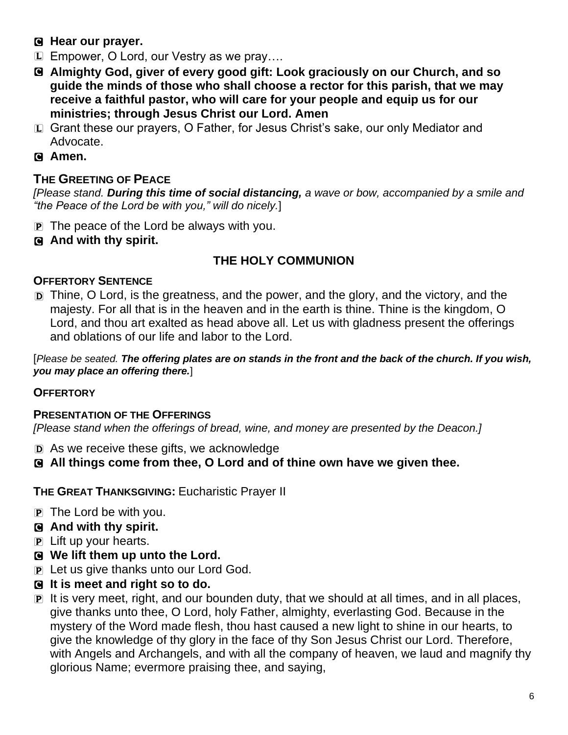C **Hear our prayer.**

L Empower, O Lord, our Vestry as we pray….

C **Almighty God, giver of every good gift: Look graciously on our Church, and so guide the minds of those who shall choose a rector for this parish, that we may receive a faithful pastor, who will care for your people and equip us for our ministries; through Jesus Christ our Lord. Amen**

L Grant these our prayers, O Father, for Jesus Christ's sake, our only Mediator and Advocate.

C **Amen.**

## THE GREETING OF PEACE

*[Please stand.* ***During this time of social distancing,*** *a wave or bow, accompanied by a smile and "the Peace of the Lord be with you," will do nicely.*]

P The peace of the Lord be always with you.

C **And with thy spirit.**

## THE HOLY COMMUNION

### OFFERTORY SENTENCE

D Thine, O Lord, is the greatness, and the power, and the glory, and the victory, and the majesty. For all that is in the heaven and in the earth is thine. Thine is the kingdom, O Lord, and thou art exalted as head above all. Let us with gladness present the offerings and oblations of our life and labor to the Lord.

[*Please be seated.* ***The offering plates are on stands in the front and the back of the church. If you wish, you may place an offering there.***]

### OFFERTORY

### PRESENTATION OF THE OFFERINGS

*[Please stand when the offerings of bread, wine, and money are presented by the Deacon.]*

D As we receive these gifts, we acknowledge

C **All things come from thee, O Lord and of thine own have we given thee.**

**THE GREAT THANKSGIVING:** Eucharistic Prayer II

P The Lord be with you.

C **And with thy spirit.**

P Lift up your hearts.

C **We lift them up unto the Lord.**

P Let us give thanks unto our Lord God.

C **It is meet and right so to do.**

P It is very meet, right, and our bounden duty, that we should at all times, and in all places, give thanks unto thee, O Lord, holy Father, almighty, everlasting God. Because in the mystery of the Word made flesh, thou hast caused a new light to shine in our hearts, to give the knowledge of thy glory in the face of thy Son Jesus Christ our Lord. Therefore, with Angels and Archangels, and with all the company of heaven, we laud and magnify thy glorious Name; evermore praising thee, and saying,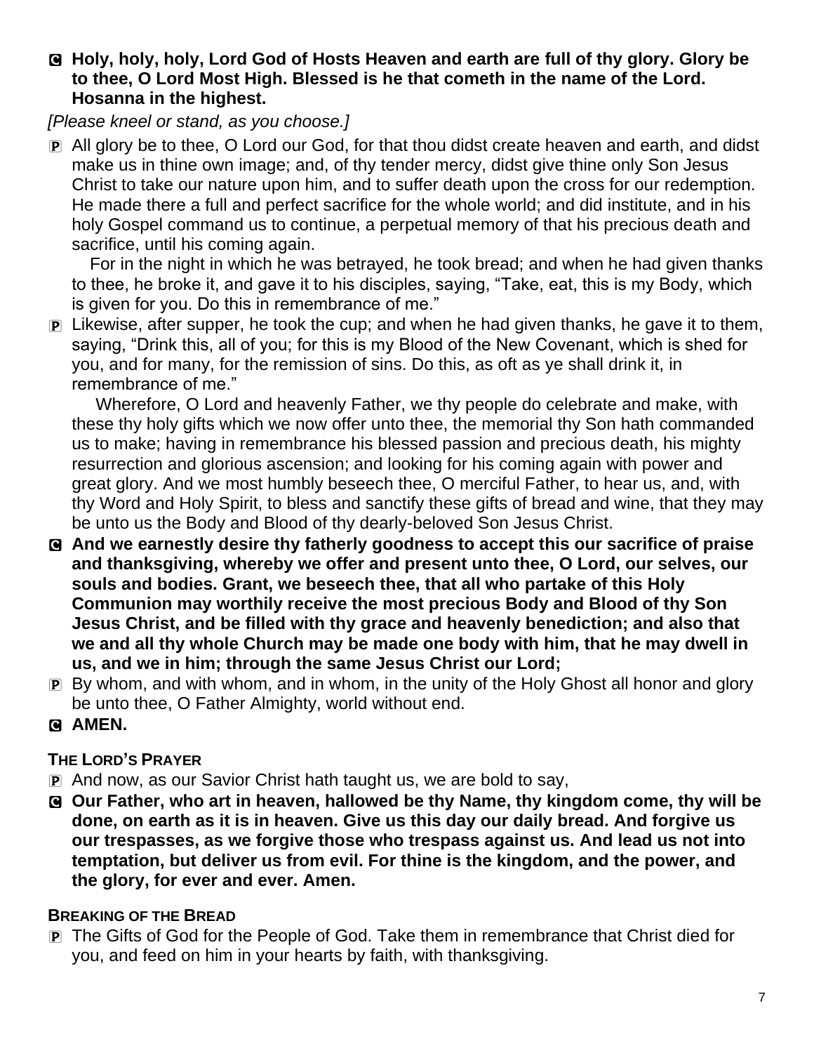**C Holy, holy, holy, Lord God of Hosts Heaven and earth are full of thy glory. Glory be to thee, O Lord Most High. Blessed is he that cometh in the name of the Lord. Hosanna in the highest.**

*[Please kneel or stand, as you choose.]*

P All glory be to thee, O Lord our God, for that thou didst create heaven and earth, and didst make us in thine own image; and, of thy tender mercy, didst give thine only Son Jesus Christ to take our nature upon him, and to suffer death upon the cross for our redemption. He made there a full and perfect sacrifice for the whole world; and did institute, and in his holy Gospel command us to continue, a perpetual memory of that his precious death and sacrifice, until his coming again.

For in the night in which he was betrayed, he took bread; and when he had given thanks to thee, he broke it, and gave it to his disciples, saying, "Take, eat, this is my Body, which is given for you. Do this in remembrance of me."

P Likewise, after supper, he took the cup; and when he had given thanks, he gave it to them, saying, "Drink this, all of you; for this is my Blood of the New Covenant, which is shed for you, and for many, for the remission of sins. Do this, as oft as ye shall drink it, in remembrance of me."

Wherefore, O Lord and heavenly Father, we thy people do celebrate and make, with these thy holy gifts which we now offer unto thee, the memorial thy Son hath commanded us to make; having in remembrance his blessed passion and precious death, his mighty resurrection and glorious ascension; and looking for his coming again with power and great glory. And we most humbly beseech thee, O merciful Father, to hear us, and, with thy Word and Holy Spirit, to bless and sanctify these gifts of bread and wine, that they may be unto us the Body and Blood of thy dearly-beloved Son Jesus Christ.

**C And we earnestly desire thy fatherly goodness to accept this our sacrifice of praise and thanksgiving, whereby we offer and present unto thee, O Lord, our selves, our souls and bodies. Grant, we beseech thee, that all who partake of this Holy Communion may worthily receive the most precious Body and Blood of thy Son Jesus Christ, and be filled with thy grace and heavenly benediction; and also that we and all thy whole Church may be made one body with him, that he may dwell in us, and we in him; through the same Jesus Christ our Lord;**

P By whom, and with whom, and in whom, in the unity of the Holy Ghost all honor and glory be unto thee, O Father Almighty, world without end.

**C AMEN.**

### THE LORD'S PRAYER

P And now, as our Savior Christ hath taught us, we are bold to say,

**C Our Father, who art in heaven, hallowed be thy Name, thy kingdom come, thy will be done, on earth as it is in heaven. Give us this day our daily bread. And forgive us our trespasses, as we forgive those who trespass against us. And lead us not into temptation, but deliver us from evil. For thine is the kingdom, and the power, and the glory, for ever and ever. Amen.**

### BREAKING OF THE BREAD

P The Gifts of God for the People of God. Take them in remembrance that Christ died for you, and feed on him in your hearts by faith, with thanksgiving.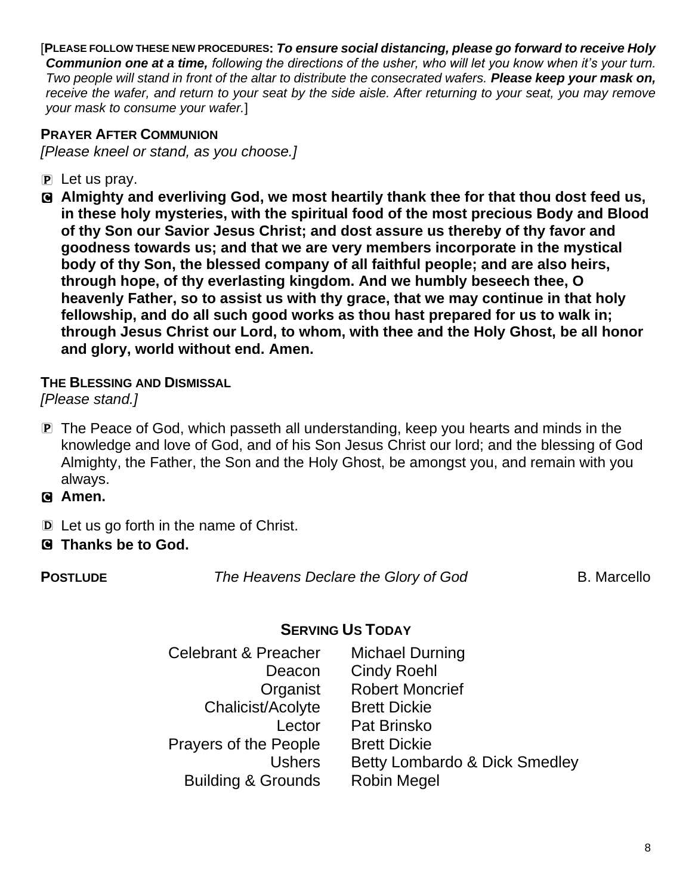[**PLEASE FOLLOW THESE NEW PROCEDURES:** ***To ensure social distancing, please go forward to receive Holy Communion one at a time,*** *following the directions of the usher, who will let you know when it's your turn. Two people will stand in front of the altar to distribute the consecrated wafers.* ***Please keep your mask on,*** *receive the wafer, and return to your seat by the side aisle. After returning to your seat, you may remove your mask to consume your wafer.*]

**PRAYER AFTER COMMUNION**

*[Please kneel or stand, as you choose.]*

P Let us pray.

C **Almighty and everliving God, we most heartily thank thee for that thou dost feed us, in these holy mysteries, with the spiritual food of the most precious Body and Blood of thy Son our Savior Jesus Christ; and dost assure us thereby of thy favor and goodness towards us; and that we are very members incorporate in the mystical body of thy Son, the blessed company of all faithful people; and are also heirs, through hope, of thy everlasting kingdom. And we humbly beseech thee, O heavenly Father, so to assist us with thy grace, that we may continue in that holy fellowship, and do all such good works as thou hast prepared for us to walk in; through Jesus Christ our Lord, to whom, with thee and the Holy Ghost, be all honor and glory, world without end. Amen.**

**THE BLESSING AND DISMISSAL**

*[Please stand.]*

P The Peace of God, which passeth all understanding, keep you hearts and minds in the knowledge and love of God, and of his Son Jesus Christ our lord; and the blessing of God Almighty, the Father, the Son and the Holy Ghost, be amongst you, and remain with you always.

C **Amen.**

D Let us go forth in the name of Christ.

C **Thanks be to God.**

**POSTLUDE** *The Heavens Declare the Glory of God* B. Marcello

**SERVING US TODAY**

| | |
|---|---|
| Celebrant & Preacher | Michael Durning |
| Deacon | Cindy Roehl |
| Organist | Robert Moncrief |
| Chalicist/Acolyte | Brett Dickie |
| Lector | Pat Brinsko |
| Prayers of the People | Brett Dickie |
| Ushers | Betty Lombardo & Dick Smedley |
| Building & Grounds | Robin Megel |